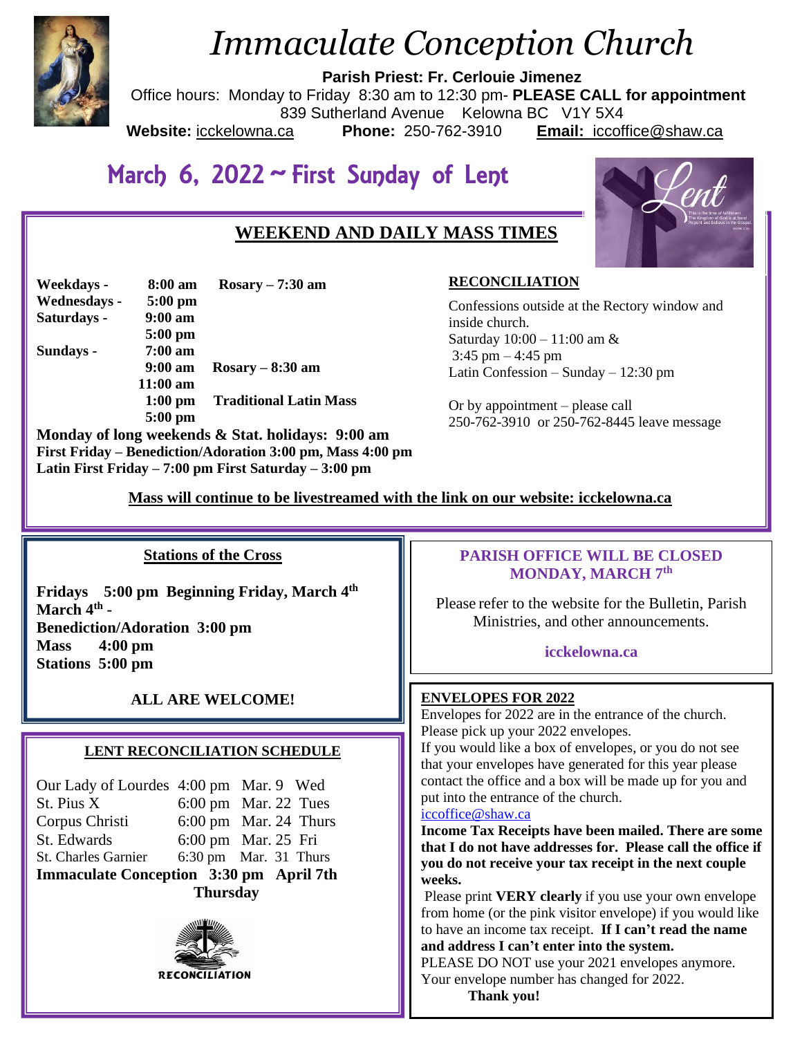# Immaculate Conception Church

**Parish Priest: Fr. Cerlouie Jimenez**

Office hours: Monday to Friday 8:30 am to 12:30 pm- **PLEASE CALL for appointment**

839 Sutherland Avenue Kelowna BC V1Y 5X4

**Website:** icckelowna.ca **Phone:** 250-762-3910 **Email:** iccoffice@shaw.ca

## March 6, 2022 ~ First Sunday of Lent

### WEEKEND AND DAILY MASS TIMES

**Weekdays -** **8:00 am** **Rosary – 7:30 am**
**Wednesdays -** **5:00 pm**
**Saturdays -** **9:00 am**
**5:00 pm**
**Sundays -** **7:00 am**
**9:00 am** **Rosary – 8:30 am**
**11:00 am**
**1:00 pm** **Traditional Latin Mass**
**5:00 pm**

**Monday of long weekends & Stat. holidays: 9:00 am**
**First Friday – Benediction/Adoration 3:00 pm, Mass 4:00 pm**
**Latin First Friday – 7:00 pm First Saturday – 3:00 pm**

### RECONCILIATION

Confessions outside at the Rectory window and inside church.
Saturday 10:00 – 11:00 am &
3:45 pm – 4:45 pm
Latin Confession – Sunday – 12:30 pm

Or by appointment – please call
250-762-3910 or 250-762-8445 leave message

**Mass will continue to be livestreamed with the link on our website: icckelowna.ca**

### Stations of the Cross

**Fridays 5:00 pm Beginning Friday, March 4th**
**March 4th -**
**Benediction/Adoration 3:00 pm**
**Mass 4:00 pm**
**Stations 5:00 pm**

**ALL ARE WELCOME!**

### LENT RECONCILIATION SCHEDULE

| | | | |
|---|---|---|---|
| Our Lady of Lourdes | 4:00 pm | Mar. 9 | Wed |
| St. Pius X | 6:00 pm | Mar. 22 | Tues |
| Corpus Christi | 6:00 pm | Mar. 24 | Thurs |
| St. Edwards | 6:00 pm | Mar. 25 | Fri |
| St. Charles Garnier | 6:30 pm | Mar. 31 | Thurs |
| **Immaculate Conception** | **3:30 pm** | **April 7th** | **Thursday** |

RECONCILIATION

### PARISH OFFICE WILL BE CLOSED MONDAY, MARCH 7th

Please refer to the website for the Bulletin, Parish Ministries, and other announcements.

**icckelowna.ca**

### ENVELOPES FOR 2022

Envelopes for 2022 are in the entrance of the church. Please pick up your 2022 envelopes.
If you would like a box of envelopes, or you do not see that your envelopes have generated for this year please contact the office and a box will be made up for you and put into the entrance of the church.
iccoffice@shaw.ca

**Income Tax Receipts have been mailed. There are some that I do not have addresses for. Please call the office if you do not receive your tax receipt in the next couple weeks.**

Please print **VERY clearly** if you use your own envelope from home (or the pink visitor envelope) if you would like to have an income tax receipt. **If I can't read the name and address I can't enter into the system.**

PLEASE DO NOT use your 2021 envelopes anymore. Your envelope number has changed for 2022.

**Thank you!**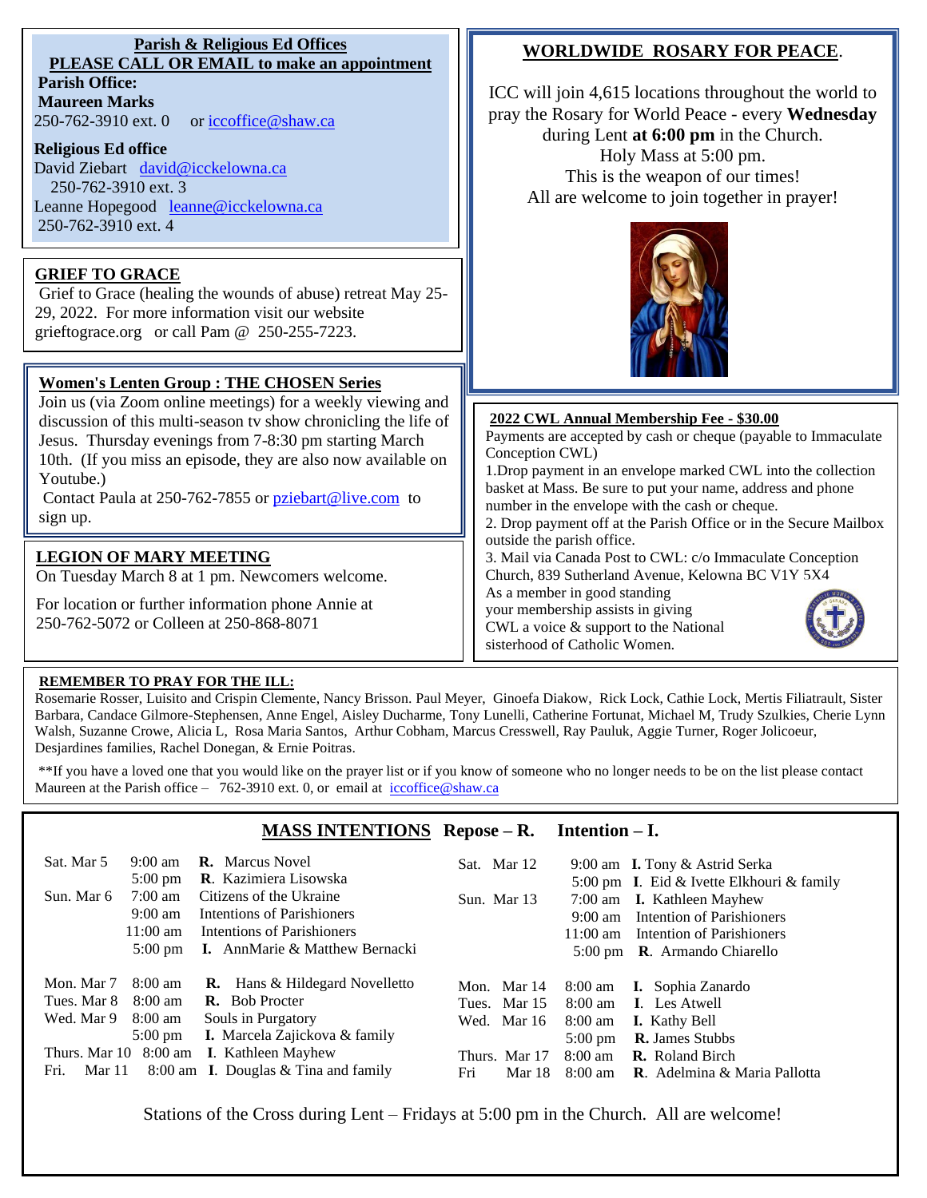## Parish & Religious Ed Offices

**PLEASE CALL OR EMAIL to make an appointment**

**Parish Office:**
**Maureen Marks**
250-762-3910 ext. 0 or iccoffice@shaw.ca

**Religious Ed office**
David Ziebart david@icckelowna.ca
250-762-3910 ext. 3
Leanne Hopegood leanne@icckelowna.ca
250-762-3910 ext. 4

## GRIEF TO GRACE

Grief to Grace (healing the wounds of abuse) retreat May 25-29, 2022. For more information visit our website grieftograce.org or call Pam @ 250-255-7223.

## Women's Lenten Group : THE CHOSEN Series

Join us (via Zoom online meetings) for a weekly viewing and discussion of this multi-season tv show chronicling the life of Jesus. Thursday evenings from 7-8:30 pm starting March 10th. (If you miss an episode, they are also now available on Youtube.)

Contact Paula at 250-762-7855 or pziebart@live.com to sign up.

## LEGION OF MARY MEETING

On Tuesday March 8 at 1 pm. Newcomers welcome.

For location or further information phone Annie at 250-762-5072 or Colleen at 250-868-8071

## WORLDWIDE ROSARY FOR PEACE.

ICC will join 4,615 locations throughout the world to pray the Rosary for World Peace - every **Wednesday** during Lent **at 6:00 pm** in the Church.
Holy Mass at 5:00 pm.
This is the weapon of our times!
All are welcome to join together in prayer!

## 2022 CWL Annual Membership Fee - $30.00

Payments are accepted by cash or cheque (payable to Immaculate Conception CWL)

1.Drop payment in an envelope marked CWL into the collection basket at Mass. Be sure to put your name, address and phone number in the envelope with the cash or cheque.
2. Drop payment off at the Parish Office or in the Secure Mailbox outside the parish office.
3. Mail via Canada Post to CWL: c/o Immaculate Conception Church, 839 Sutherland Avenue, Kelowna BC V1Y 5X4

As a member in good standing your membership assists in giving CWL a voice & support to the National sisterhood of Catholic Women.

## REMEMBER TO PRAY FOR THE ILL:

Rosemarie Rosser, Luisito and Crispin Clemente, Nancy Brisson. Paul Meyer, Ginoefa Diakow, Rick Lock, Cathie Lock, Mertis Filiatrault, Sister Barbara, Candace Gilmore-Stephensen, Anne Engel, Aisley Ducharme, Tony Lunelli, Catherine Fortunat, Michael M, Trudy Szulkies, Cherie Lynn Walsh, Suzanne Crowe, Alicia L, Rosa Maria Santos, Arthur Cobham, Marcus Cresswell, Ray Pauluk, Aggie Turner, Roger Jolicoeur, Desjardines families, Rachel Donegan, & Ernie Poitras.

**If you have a loved one that you would like on the prayer list or if you know of someone who no longer needs to be on the list please contact Maureen at the Parish office – 762-3910 ext. 0, or email at iccoffice@shaw.ca

## MASS INTENTIONS Repose – R. Intention – I.

| Date | Time | Intention |
|---|---|---|
| Sat. Mar 5 | 9:00 am | **R.** Marcus Novel |
| | 5:00 pm | **R**. Kazimiera Lisowska |
| Sun. Mar 6 | 7:00 am | Citizens of the Ukraine |
| | 9:00 am | Intentions of Parishioners |
| | 11:00 am | Intentions of Parishioners |
| | 5:00 pm | **I.** AnnMarie & Matthew Bernacki |
| Mon. Mar 7 | 8:00 am | **R.** Hans & Hildegard Novelletto |
| Tues. Mar 8 | 8:00 am | **R.** Bob Procter |
| Wed. Mar 9 | 8:00 am | Souls in Purgatory |
| | 5:00 pm | **I.** Marcela Zajickova & family |
| Thurs. Mar 10 | 8:00 am | **I.** Kathleen Mayhew |
| Fri. Mar 11 | 8:00 am | **I.** Douglas & Tina and family |
| Sat. Mar 12 | 9:00 am | **I.** Tony & Astrid Serka |
| | 5:00 pm | **I.** Eid & Ivette Elkhouri & family |
| Sun. Mar 13 | 7:00 am | **I.** Kathleen Mayhew |
| | 9:00 am | Intention of Parishioners |
| | 11:00 am | Intention of Parishioners |
| | 5:00 pm | **R**. Armando Chiarello |
| Mon. Mar 14 | 8:00 am | **I.** Sophia Zanardo |
| Tues. Mar 15 | 8:00 am | **I.** Les Atwell |
| Wed. Mar 16 | 8:00 am | **I.** Kathy Bell |
| | 5:00 pm | **R.** James Stubbs |
| Thurs. Mar 17 | 8:00 am | **R.** Roland Birch |
| Fri Mar 18 | 8:00 am | **R**. Adelmina & Maria Pallotta |

Stations of the Cross during Lent – Fridays at 5:00 pm in the Church. All are welcome!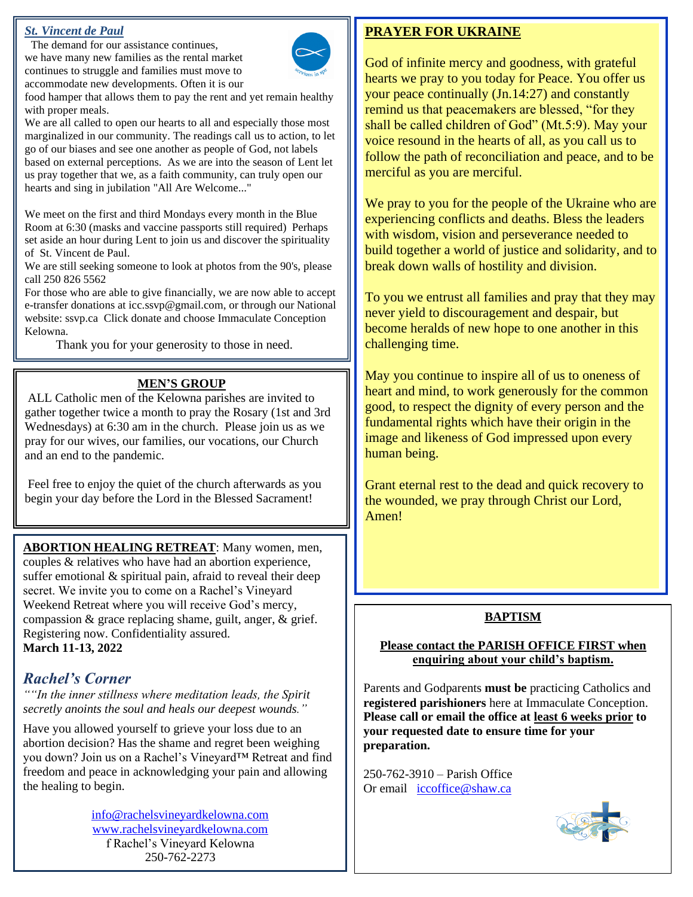## *St. Vincent de Paul*

The demand for our assistance continues, we have many new families as the rental market continues to struggle and families must move to accommodate new developments. Often it is our food hamper that allows them to pay the rent and yet remain healthy with proper meals.

We are all called to open our hearts to all and especially those most marginalized in our community. The readings call us to action, to let go of our biases and see one another as people of God, not labels based on external perceptions. As we are into the season of Lent let us pray together that we, as a faith community, can truly open our hearts and sing in jubilation "All Are Welcome..."

We meet on the first and third Mondays every month in the Blue Room at 6:30 (masks and vaccine passports still required) Perhaps set aside an hour during Lent to join us and discover the spirituality of St. Vincent de Paul.

We are still seeking someone to look at photos from the 90's, please call 250 826 5562

For those who are able to give financially, we are now able to accept e-transfer donations at icc.ssvp@gmail.com, or through our National website: ssvp.ca Click donate and choose Immaculate Conception Kelowna.

Thank you for your generosity to those in need.

## MEN'S GROUP

ALL Catholic men of the Kelowna parishes are invited to gather together twice a month to pray the Rosary (1st and 3rd Wednesdays) at 6:30 am in the church. Please join us as we pray for our wives, our families, our vocations, our Church and an end to the pandemic.

Feel free to enjoy the quiet of the church afterwards as you begin your day before the Lord in the Blessed Sacrament!

**ABORTION HEALING RETREAT**: Many women, men, couples & relatives who have had an abortion experience, suffer emotional & spiritual pain, afraid to reveal their deep secret. We invite you to come on a Rachel's Vineyard Weekend Retreat where you will receive God's mercy, compassion & grace replacing shame, guilt, anger, & grief. Registering now. Confidentiality assured.
**March 11-13, 2022**

## *Rachel's Corner*

*""In the inner stillness where meditation leads, the Spirit secretly anoints the soul and heals our deepest wounds."*

Have you allowed yourself to grieve your loss due to an abortion decision? Has the shame and regret been weighing you down? Join us on a Rachel's Vineyard™ Retreat and find freedom and peace in acknowledging your pain and allowing the healing to begin.

info@rachelsvineyardkelowna.com
www.rachelsvineyardkelowna.com
f Rachel's Vineyard Kelowna
250-762-2273

## PRAYER FOR UKRAINE

God of infinite mercy and goodness, with grateful hearts we pray to you today for Peace. You offer us your peace continually (Jn.14:27) and constantly remind us that peacemakers are blessed, "for they shall be called children of God" (Mt.5:9). May your voice resound in the hearts of all, as you call us to follow the path of reconciliation and peace, and to be merciful as you are merciful.

We pray to you for the people of the Ukraine who are experiencing conflicts and deaths. Bless the leaders with wisdom, vision and perseverance needed to build together a world of justice and solidarity, and to break down walls of hostility and division.

To you we entrust all families and pray that they may never yield to discouragement and despair, but become heralds of new hope to one another in this challenging time.

May you continue to inspire all of us to oneness of heart and mind, to work generously for the common good, to respect the dignity of every person and the fundamental rights which have their origin in the image and likeness of God impressed upon every human being.

Grant eternal rest to the dead and quick recovery to the wounded, we pray through Christ our Lord, Amen!

## BAPTISM

**Please contact the PARISH OFFICE FIRST when enquiring about your child's baptism.**

Parents and Godparents **must be** practicing Catholics and **registered parishioners** here at Immaculate Conception. **Please call or email the office at least 6 weeks prior to your requested date to ensure time for your preparation.**

250-762-3910 – Parish Office
Or email iccoffice@shaw.ca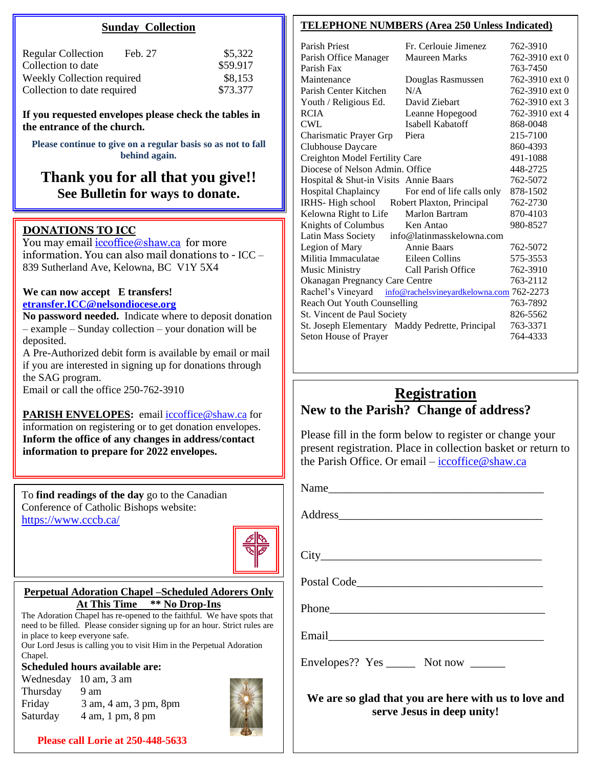## Sunday Collection

| | | |
|---|---|---|
| Regular Collection | Feb. 27 | $5,322 |
| Collection to date | | $59.917 |
| Weekly Collection required | | $8,153 |
| Collection to date required | | $73.377 |

**If you requested envelopes please check the tables in the entrance of the church.**

**Please continue to give on a regular basis so as not to fall behind again.**

**Thank you for all that you give!!**
**See Bulletin for ways to donate.**

## DONATIONS TO ICC

You may email iccoffice@shaw.ca for more information. You can also mail donations to - ICC – 839 Sutherland Ave, Kelowna, BC V1Y 5X4

**We can now accept E transfers!**
**etransfer.ICC@nelsondiocese.org**
**No password needed.** Indicate where to deposit donation – example – Sunday collection – your donation will be deposited.
A Pre-Authorized debit form is available by email or mail if you are interested in signing up for donations through the SAG program.
Email or call the office 250-762-3910

**PARISH ENVELOPES:** email iccoffice@shaw.ca for information on registering or to get donation envelopes. **Inform the office of any changes in address/contact information to prepare for 2022 envelopes.**

To **find readings of the day** go to the Canadian Conference of Catholic Bishops website: https://www.cccb.ca/

## Perpetual Adoration Chapel –Scheduled Adorers Only At This Time ** No Drop-Ins

The Adoration Chapel has re-opened to the faithful. We have spots that need to be filled. Please consider signing up for an hour. Strict rules are in place to keep everyone safe.
Our Lord Jesus is calling you to visit Him in the Perpetual Adoration Chapel.

**Scheduled hours available are:**

| | |
|---|---|
| Wednesday | 10 am, 3 am |
| Thursday | 9 am |
| Friday | 3 am, 4 am, 3 pm, 8pm |
| Saturday | 4 am, 1 pm, 8 pm |

**Please call Lorie at 250-448-5633**

## TELEPHONE NUMBERS (Area 250 Unless Indicated)

| | | |
|---|---|---|
| Parish Priest | Fr. Cerlouie Jimenez | 762-3910 |
| Parish Office Manager | Maureen Marks | 762-3910 ext 0 |
| Parish Fax | | 763-7450 |
| Maintenance | Douglas Rasmussen | 762-3910 ext 0 |
| Parish Center Kitchen | N/A | 762-3910 ext 0 |
| Youth / Religious Ed. | David Ziebart | 762-3910 ext 3 |
| RCIA | Leanne Hopegood | 762-3910 ext 4 |
| CWL | Isabell Kabatoff | 868-0048 |
| Charismatic Prayer Grp | Piera | 215-7100 |
| Clubhouse Daycare | | 860-4393 |
| Creighton Model Fertility Care | | 491-1088 |
| Diocese of Nelson Admin. Office | | 448-2725 |
| Hospital & Shut-in Visits | Annie Baars | 762-5072 |
| Hospital Chaplaincy | For end of life calls only | 878-1502 |
| IRHS- High school | Robert Plaxton, Principal | 762-2730 |
| Kelowna Right to Life | Marlon Bartram | 870-4103 |
| Knights of Columbus | Ken Antao | 980-8527 |
| Latin Mass Society | info@latinmasskelowna.com | |
| Legion of Mary | Annie Baars | 762-5072 |
| Militia Immaculatae | Eileen Collins | 575-3553 |
| Music Ministry | Call Parish Office | 762-3910 |
| Okanagan Pregnancy Care Centre | | 763-2112 |
| Rachel's Vineyard | info@rachelsvineyardkelowna.com | 762-2273 |
| Reach Out Youth Counselling | | 763-7892 |
| St. Vincent de Paul Society | | 826-5562 |
| St. Joseph Elementary | Maddy Pedrette, Principal | 763-3371 |
| Seton House of Prayer | | 764-4333 |

## Registration

### New to the Parish? Change of address?

Please fill in the form below to register or change your present registration. Place in collection basket or return to the Parish Office. Or email – iccoffice@shaw.ca

Name_____________________________________

Address___________________________________

City______________________________________

Postal Code________________________________

Phone_____________________________________

Email_____________________________________

Envelopes?? Yes _____ Not now ______

**We are so glad that you are here with us to love and serve Jesus in deep unity!**